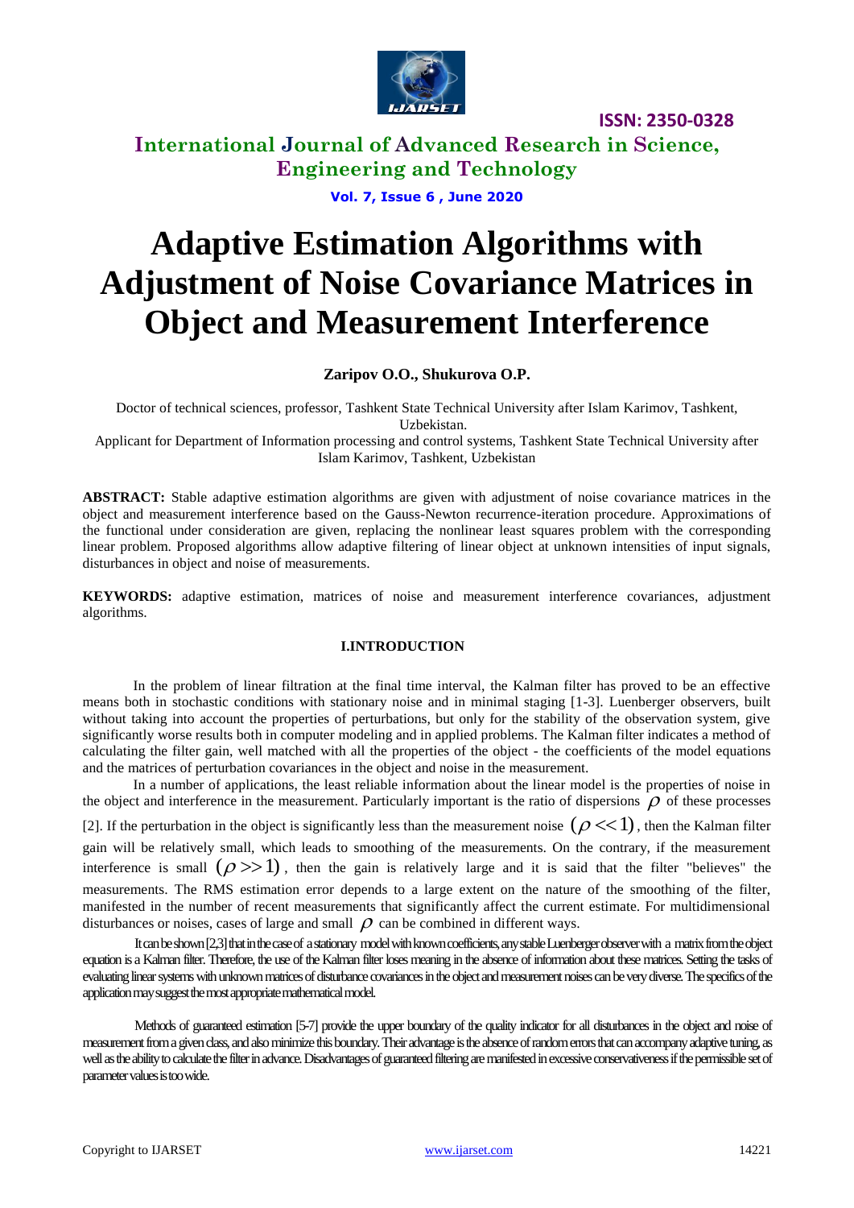# Adaptive Estimation Algorithms with Adjustment of Noise Covariance Matrices in Object and Measurement Interference

**Zaripov O.O., Shukurova O.P.**

Doctor of technical sciences, professor, Tashkent State Technical University after Islam Karimov, Tashkent, Uzbekistan.

Applicant for Department of Information processing and control systems, Tashkent State Technical University after Islam Karimov, Tashkent, Uzbekistan

**ABSTRACT:** Stable adaptive estimation algorithms are given with adjustment of noise covariance matrices in the object and measurement interference based on the Gauss-Newton recurrence-iteration procedure. Approximations of the functional under consideration are given, replacing the nonlinear least squares problem with the corresponding linear problem. Proposed algorithms allow adaptive filtering of linear object at unknown intensities of input signals, disturbances in object and noise of measurements.

**KEYWORDS:** adaptive estimation, matrices of noise and measurement interference covariances, adjustment algorithms.

## I.INTRODUCTION

In the problem of linear filtration at the final time interval, the Kalman filter has proved to be an effective means both in stochastic conditions with stationary noise and in minimal staging [1-3]. Luenberger observers, built without taking into account the properties of perturbations, but only for the stability of the observation system, give significantly worse results both in computer modeling and in applied problems. The Kalman filter indicates a method of calculating the filter gain, well matched with all the properties of the object - the coefficients of the model equations and the matrices of perturbation covariances in the object and noise in the measurement.

In a number of applications, the least reliable information about the linear model is the properties of noise in the object and interference in the measurement. Particularly important is the ratio of dispersions $\rho$ of these processes [2]. If the perturbation in the object is significantly less than the measurement noise $(\rho << 1)$, then the Kalman filter gain will be relatively small, which leads to smoothing of the measurements. On the contrary, if the measurement interference is small $(\rho >> 1)$, then the gain is relatively large and it is said that the filter "believes" the measurements. The RMS estimation error depends to a large extent on the nature of the smoothing of the filter, manifested in the number of recent measurements that significantly affect the current estimate. For multidimensional disturbances or noises, cases of large and small $\rho$ can be combined in different ways.

It can be shown [2,3] that in the case of a stationary model with known coefficients, any stable Luenberger observer with a matrix from the object equation is a Kalman filter. Therefore, the use of the Kalman filter loses meaning in the absence of information about these matrices. Setting the tasks of evaluating linear systems with unknown matrices of disturbance covariances in the object and measurement noises can be very diverse. The specifics of the application may suggest the most appropriate mathematical model.

Methods of guaranteed estimation [5-7] provide the upper boundary of the quality indicator for all disturbances in the object and noise of measurement from a given class, and also minimize this boundary. Their advantage is the absence of random errors that can accompany adaptive tuning, as well as the ability to calculate the filter in advance. Disadvantages of guaranteed filtering are manifested in excessive conservativeness if the permissible set of parameter values is too wide.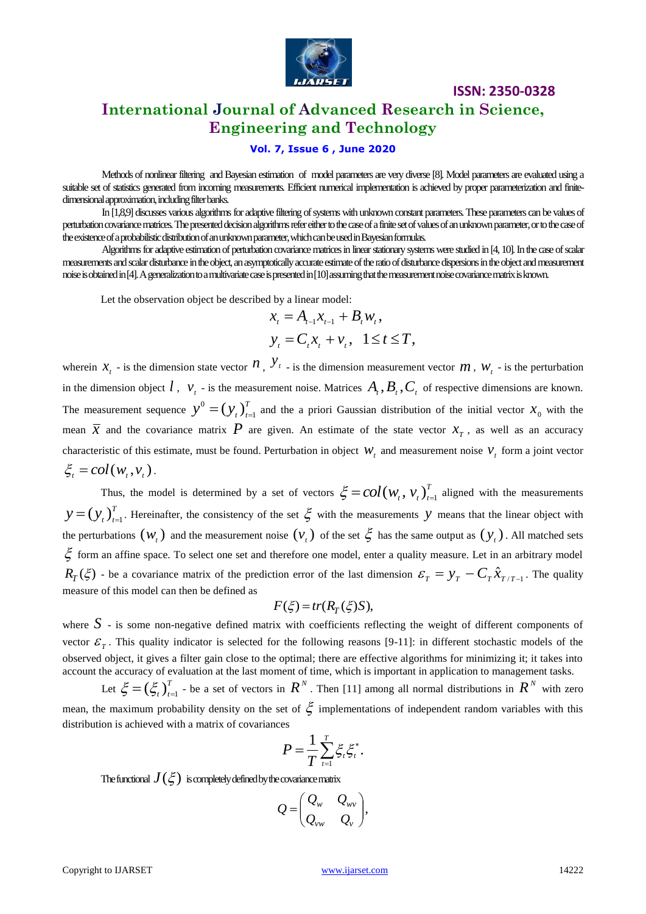Methods of nonlinear filtering and Bayesian estimation of model parameters are very diverse [8]. Model parameters are evaluated using a suitable set of statistics generated from incoming measurements. Efficient numerical implementation is achieved by proper parameterization and finite-dimensional approximation, including filter banks.

In [1,8,9] discusses various algorithms for adaptive filtering of systems with unknown constant parameters. These parameters can be values of perturbation covariance matrices. The presented decision algorithms refer either to the case of a finite set of values of an unknown parameter, or to the case of the existence of a probabilistic distribution of an unknown parameter, which can be used in Bayesian formulas.

Algorithms for adaptive estimation of perturbation covariance matrices in linear stationary systems were studied in [4, 10]. In the case of scalar measurements and scalar disturbance in the object, an asymptotically accurate estimate of the ratio of disturbance dispersions in the object and measurement noise is obtained in [4]. A generalization to a multivariate case is presented in [10] assuming that the measurement noise covariance matrix is known.

Let the observation object be described by a linear model:

$$x_t = A_{t-1} x_{t-1} + B_t w_t,$$
$$y_t = C_t x_t + v_t, \quad 1 \le t \le T,$$

wherein $x_t$ - is the dimension state vector $n$, $y_t$ - is the dimension measurement vector $m$, $w_t$ - is the perturbation in the dimension object $l$, $v_t$ - is the measurement noise. Matrices $A_t, B_t, C_t$ of respective dimensions are known. The measurement sequence $y^0 = (y_t)_{t=1}^T$ and the a priori Gaussian distribution of the initial vector $x_0$ with the mean $\bar{x}$ and the covariance matrix $P$ are given. An estimate of the state vector $x_T$, as well as an accuracy characteristic of this estimate, must be found. Perturbation in object $w_t$ and measurement noise $v_t$ form a joint vector $\xi_t = col(w_t, v_t)$.

Thus, the model is determined by a set of vectors $\xi = col(w_t, v_t)_{t=1}^T$ aligned with the measurements $y = (y_t)_{t=1}^T$. Hereinafter, the consistency of the set $\xi$ with the measurements $y$ means that the linear object with the perturbations $(w_t)$ and the measurement noise $(v_t)$ of the set $\xi$ has the same output as $(y_t)$. All matched sets $\xi$ form an affine space. To select one set and therefore one model, enter a quality measure. Let in an arbitrary model $R_T(\xi)$ - be a covariance matrix of the prediction error of the last dimension $\varepsilon_T = y_T - C_T \hat{x}_{T/T-1}$. The quality measure of this model can then be defined as

$$F(\xi) = tr(R_T(\xi)S),$$

where $S$ - is some non-negative defined matrix with coefficients reflecting the weight of different components of vector $\varepsilon_T$. This quality indicator is selected for the following reasons [9-11]: in different stochastic models of the observed object, it gives a filter gain close to the optimal; there are effective algorithms for minimizing it; it takes into account the accuracy of evaluation at the last moment of time, which is important in application to management tasks.

Let $\xi = (\xi_t)_{t=1}^T$ - be a set of vectors in $R^N$. Then [11] among all normal distributions in $R^N$ with zero mean, the maximum probability density on the set of $\xi$ implementations of independent random variables with this distribution is achieved with a matrix of covariances

$$P = \frac{1}{T} \sum_{t=1}^{T} \xi_t \xi_t^*.$$

The functional $J(\xi)$ is completely defined by the covariance matrix

$$Q = \begin{pmatrix} Q_w & Q_{wv} \\ Q_{vw} & Q_v \end{pmatrix},$$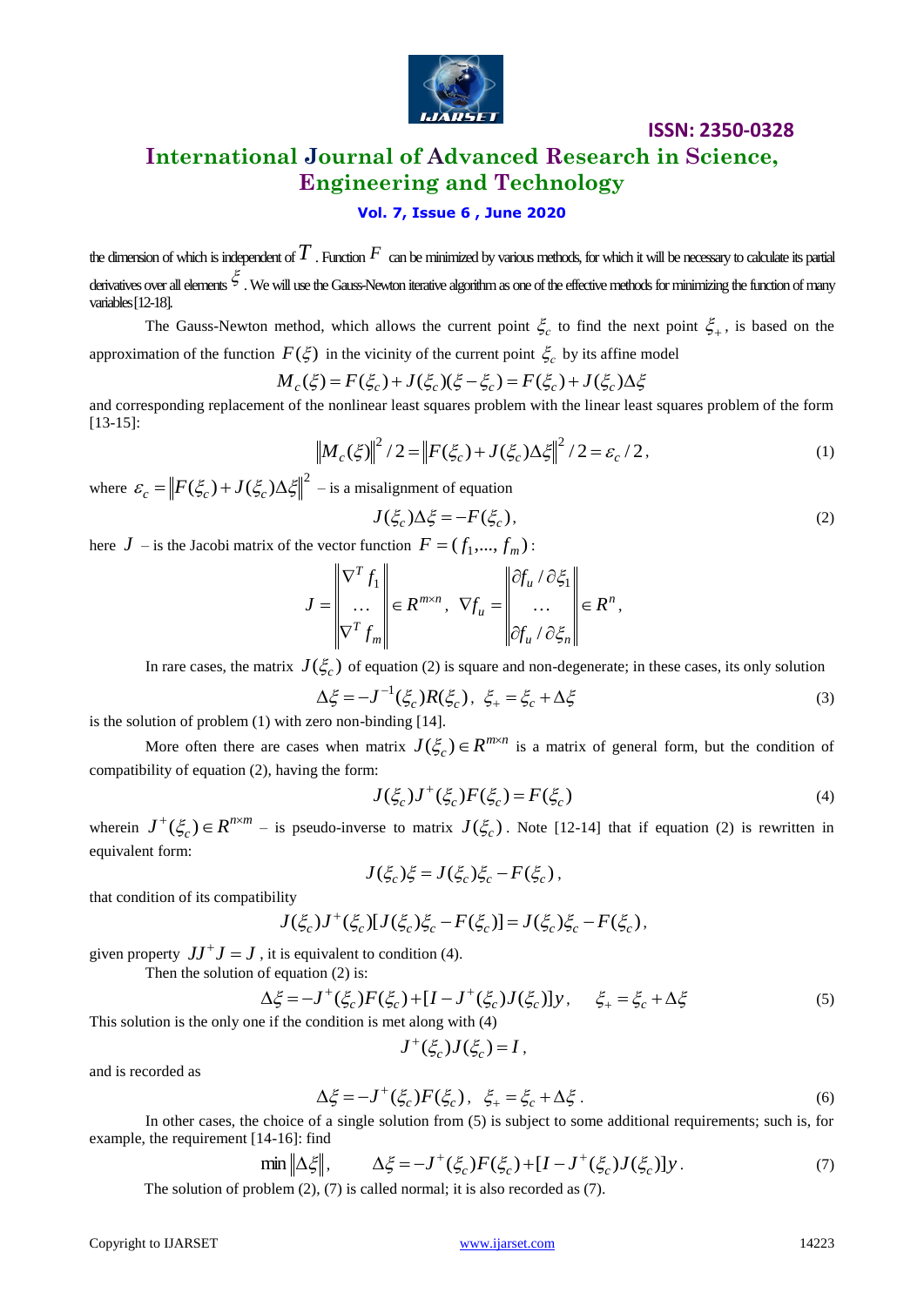the dimension of which is independent of $T$. Function $F$ can be minimized by various methods, for which it will be necessary to calculate its partial derivatives over all elements $\xi$. We will use the Gauss-Newton iterative algorithm as one of the effective methods for minimizing the function of many variables[12-18].

The Gauss-Newton method, which allows the current point $\xi_c$ to find the next point $\xi_+$, is based on the approximation of the function $F(\xi)$ in the vicinity of the current point $\xi_c$ by its affine model

$$M_c(\xi) = F(\xi_c) + J(\xi_c)(\xi - \xi_c) = F(\xi_c) + J(\xi_c)\Delta\xi$$

and corresponding replacement of the nonlinear least squares problem with the linear least squares problem of the form [13-15]:

$$\left\| M_c(\xi) \right\|^2 / 2 = \left\| F(\xi_c) + J(\xi_c)\Delta\xi \right\|^2 / 2 = \varepsilon_c / 2, \tag{1}$$

where $\varepsilon_c = \left\| F(\xi_c) + J(\xi_c)\Delta\xi \right\|^2$ – is a misalignment of equation

$$J(\xi_c)\Delta\xi = -F(\xi_c), \tag{2}$$

here $J$ – is the Jacobi matrix of the vector function $F = (f_1, \ldots, f_m)$:

$$J = \begin{Vmatrix} \nabla^T f_1 \\ \ldots \\ \nabla^T f_m \end{Vmatrix} \in R^{m \times n}, \ \nabla f_u = \begin{Vmatrix} \partial f_u / \partial \xi_1 \\ \ldots \\ \partial f_u / \partial \xi_n \end{Vmatrix} \in R^n,$$

In rare cases, the matrix $J(\xi_c)$ of equation (2) is square and non-degenerate; in these cases, its only solution

$$\Delta\xi = -J^{-1}(\xi_c)R(\xi_c), \ \xi_+ = \xi_c + \Delta\xi \tag{3}$$

is the solution of problem (1) with zero non-binding [14].

More often there are cases when matrix $J(\xi_c) \in R^{m \times n}$ is a matrix of general form, but the condition of compatibility of equation (2), having the form:

$$J(\xi_c)J^+(\xi_c)F(\xi_c) = F(\xi_c) \tag{4}$$

wherein $J^+(\xi_c) \in R^{n \times m}$ – is pseudo-inverse to matrix $J(\xi_c)$. Note [12-14] that if equation (2) is rewritten in equivalent form:

$$J(\xi_c)\xi = J(\xi_c)\xi_c - F(\xi_c),$$

that condition of its compatibility

$$J(\xi_c)J^+(\xi_c)[J(\xi_c)\xi_c - F(\xi_c)] = J(\xi_c)\xi_c - F(\xi_c),$$

given property $JJ^+J = J$, it is equivalent to condition (4).

Then the solution of equation (2) is:

$$\Delta\xi = -J^+(\xi_c)F(\xi_c) + [I - J^+(\xi_c)J(\xi_c)]y, \quad \xi_+ = \xi_c + \Delta\xi \tag{5}$$

This solution is the only one if the condition is met along with (4)

$$J^+(\xi_c)J(\xi_c) = I,$$

and is recorded as

$$\Delta\xi = -J^+(\xi_c)F(\xi_c), \ \xi_+ = \xi_c + \Delta\xi. \tag{6}$$

In other cases, the choice of a single solution from (5) is subject to some additional requirements; such is, for example, the requirement [14-16]: find

$$\min \left\| \Delta\xi \right\|, \qquad \Delta\xi = -J^+(\xi_c)F(\xi_c) + [I - J^+(\xi_c)J(\xi_c)]y. \tag{7}$$

The solution of problem (2), (7) is called normal; it is also recorded as (7).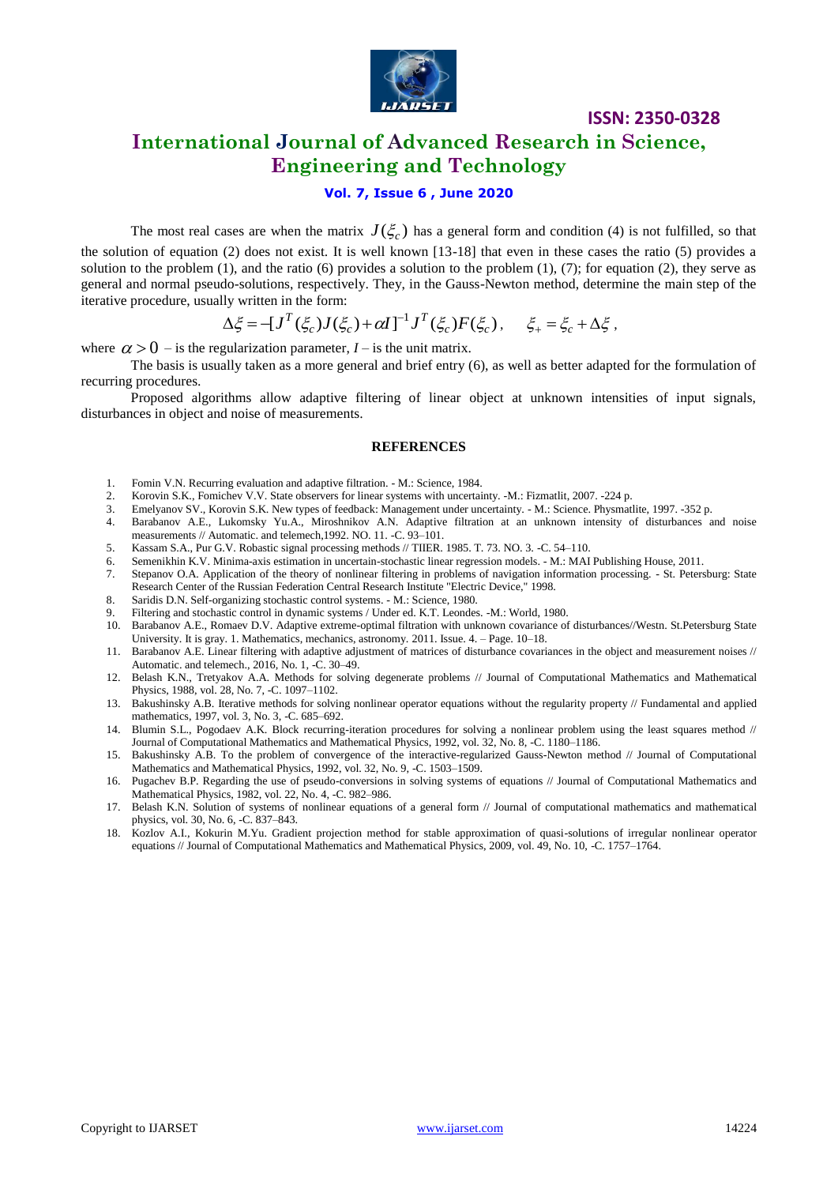The most real cases are when the matrix $J(\xi_c)$ has a general form and condition (4) is not fulfilled, so that the solution of equation (2) does not exist. It is well known [13-18] that even in these cases the ratio (5) provides a solution to the problem (1), and the ratio (6) provides a solution to the problem (1), (7); for equation (2), they serve as general and normal pseudo-solutions, respectively. They, in the Gauss-Newton method, determine the main step of the iterative procedure, usually written in the form:

$$\Delta\xi = -[J^T(\xi_c)J(\xi_c) + \alpha I]^{-1} J^T(\xi_c)F(\xi_c), \qquad \xi_+ = \xi_c + \Delta\xi,$$

where $\alpha > 0$ – is the regularization parameter, $I$ – is the unit matrix.

The basis is usually taken as a more general and brief entry (6), as well as better adapted for the formulation of recurring procedures.

Proposed algorithms allow adaptive filtering of linear object at unknown intensities of input signals, disturbances in object and noise of measurements.

## REFERENCES

1. Fomin V.N. Recurring evaluation and adaptive filtration. - M.: Science, 1984.
2. Korovin S.K., Fomichev V.V. State observers for linear systems with uncertainty. -M.: Fizmatlit, 2007. -224 p.
3. Emelyanov SV., Korovin S.K. New types of feedback: Management under uncertainty. - M.: Science. Physmatlite, 1997. -352 p.
4. Barabanov A.E., Lukomsky Yu.A., Miroshnikov A.N. Adaptive filtration at an unknown intensity of disturbances and noise measurements // Automatic. and telemech,1992. NO. 11. -C. 93–101.
5. Kassam S.A., Pur G.V. Robastic signal processing methods // TIIER. 1985. T. 73. NO. 3. -C. 54–110.
6. Semenikhin K.V. Minima-axis estimation in uncertain-stochastic linear regression models. - M.: MAI Publishing House, 2011.
7. Stepanov O.A. Application of the theory of nonlinear filtering in problems of navigation information processing. - St. Petersburg: State Research Center of the Russian Federation Central Research Institute "Electric Device," 1998.
8. Saridis D.N. Self-organizing stochastic control systems. - M.: Science, 1980.
9. Filtering and stochastic control in dynamic systems / Under ed. K.T. Leondes. -M.: World, 1980.
10. Barabanov A.E., Romaev D.V. Adaptive extreme-optimal filtration with unknown covariance of disturbances//Westn. St.Petersburg State University. It is gray. 1. Mathematics, mechanics, astronomy. 2011. Issue. 4. – Page. 10–18.
11. Barabanov A.E. Linear filtering with adaptive adjustment of matrices of disturbance covariances in the object and measurement noises // Automatic. and telemech., 2016, No. 1, -C. 30–49.
12. Belash K.N., Tretyakov A.A. Methods for solving degenerate problems // Journal of Computational Mathematics and Mathematical Physics, 1988, vol. 28, No. 7, -C. 1097–1102.
13. Bakushinsky A.B. Iterative methods for solving nonlinear operator equations without the regularity property // Fundamental and applied mathematics, 1997, vol. 3, No. 3, -C. 685–692.
14. Blumin S.L., Pogodaev A.K. Block recurring-iteration procedures for solving a nonlinear problem using the least squares method // Journal of Computational Mathematics and Mathematical Physics, 1992, vol. 32, No. 8, -C. 1180–1186.
15. Bakushinsky A.B. To the problem of convergence of the interactive-regularized Gauss-Newton method // Journal of Computational Mathematics and Mathematical Physics, 1992, vol. 32, No. 9, -C. 1503–1509.
16. Pugachev B.P. Regarding the use of pseudo-conversions in solving systems of equations // Journal of Computational Mathematics and Mathematical Physics, 1982, vol. 22, No. 4, -C. 982–986.
17. Belash K.N. Solution of systems of nonlinear equations of a general form // Journal of computational mathematics and mathematical physics, vol. 30, No. 6, -C. 837–843.
18. Kozlov A.I., Kokurin M.Yu. Gradient projection method for stable approximation of quasi-solutions of irregular nonlinear operator equations // Journal of Computational Mathematics and Mathematical Physics, 2009, vol. 49, No. 10, -C. 1757–1764.